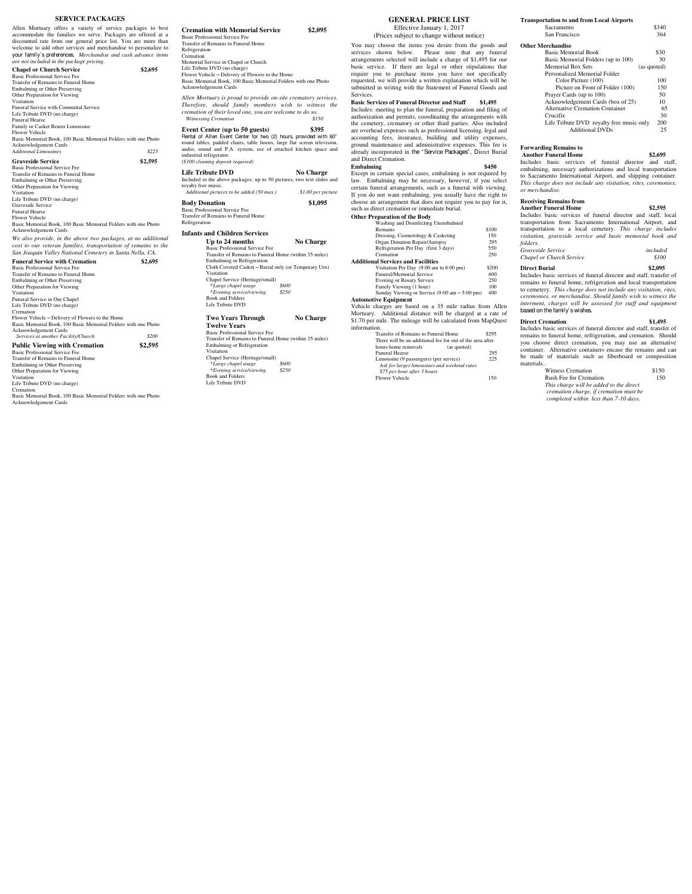## SERVICE PACKAGES

Allen Mortuary offers a variety of service packages to best accommodate the families we serve. Packages are offered at a discounted rate from our general price list. You are more than welcome to add other services and merchandise to personalize to your family's preferences. *Merchandise and cash advance items are not included in the package pricing.*

**Chapel or Church Service** **$2,695**

Basic Professional Service Fee
Transfer of Remains to Funeral Home
Embalming or Other Preserving
Other Preparation for Viewing
Visitation
Funeral Service with Committal Service
Life Tribute DVD (no charge)
Funeral Hearse
Family or Casket Bearer Limousine
Flower Vehicle
Basic Memorial Book, 100 Basic Memorial Folders with one Photo
Acknowledgement Cards
*Additional Limousines* *$225*

**Graveside Service** **$2,595**

Basic Professional Service Fee
Transfer of Remains to Funeral Home
Embalming or Other Preserving
Other Preparation for Viewing
Visitation
Life Tribute DVD (no charge)
Graveside Service
Funeral Hearse
Flower Vehicle
Basic Memorial Book, 100 Basic Memorial Folders with one Photo
Acknowledgement Cards

*We also provide, in the above two packages, at no additional cost to our veteran families, transportation of remains to the San Joaquin Valley National Cemetery in Santa Nella, CA.*

**Funeral Service with Cremation** **$2,695**

Basic Professional Service Fee
Transfer of Remains to Funeral Home
Embalming or Other Preserving
Other Preparation for Viewing
Visitation
Funeral Service in Our Chapel
Life Tribute DVD (no charge)
Cremation
Flower Vehicle – Delivery of Flowers to the Home
Basic Memorial Book, 100 Basic Memorial Folders with one Photo
Acknowledgement Cards
*Services at another Facility/Church* *$200*

**Public Viewing with Cremation** **$2,595**

Basic Professional Service Fee
Transfer of Remains to Funeral Home
Embalming or Other Preserving
Other Preparation for Viewing
Visitation
Life Tribute DVD (no charge)
Cremation
Basic Memorial Book, 100 Basic Memorial Folders with one Photo
Acknowledgement Cards

**Cremation with Memorial Service** **$2,095**

Basic Professional Service Fee
Transfer of Remains to Funeral Home
Refrigeration
Cremation
Memorial Service in Chapel or Church
Life Tribute DVD (no charge)
Flower Vehicle – Delivery of Flowers to the Home
Basic Memorial Book, 100 Basic Memorial Folders with one Photo
Acknowledgement Cards

*Allen Mortuary is proud to provide on-site crematory services. Therefore, should family members wish to witness the cremation of their loved one, you are welcome to do so.*
*Witnessing Cremation* *$150*

**Event Center (up to 50 guests)** **$395**

Rental of Allen Event Center for two (2) hours, provided with 60" round tables, padded chairs, table linens, large flat screen television, audio, sound and P.A. system, use of attached kitchen space and industrial refrigerator.
*($100 cleaning deposit required)*

**Life Tribute DVD** **No Charge**

Included in the above packages; up to 50 pictures, two text slides and royalty free music.
*Additional pictures to be added (50 max.)* *$1.00 per picture*

**Body Donation** **$1,095**

Basic Professional Service Fee
Transfer of Remains to Funeral Home
Refrigeration

### Infants and Children Services

**Up to 24 months** **No Charge**

Basic Professional Service Fee
Transfer of Remains to Funeral Home (within 35 miles)
Embalming or Refrigeration
Cloth Covered Casket – Burial only (or Temporary Urn)
Visitation
Chapel Service (Heritage/small)
*\*Large chapel usage* *$600*
*\*Evening service/viewing* *$250*
Book and Folders
Life Tribute DVD

**Two Years Through Twelve Years** **No Charge**

Basic Professional Service Fee
Transfer of Remains to Funeral Home (within 35 miles)
Embalming or Refrigeration
Visitation
Chapel Service (Heritage/small)
*\*Large chapel usage* *$600*
*\*Evening service/viewing* *$250*
Book and Folders
Life Tribute DVD

## GENERAL PRICE LIST

Effective January 1, 2017
(Prices subject to change without notice)

You may choose the items you desire from the goods and services shown below. Please note that any funeral arrangements selected will include a charge of $1,495 for our basic service. If there are legal or other stipulations that require you to purchase items you have not specifically requested, we will provide a written explanation which will be submitted in writing with the Statement of Funeral Goods and Services.

**Basic Services of Funeral Director and Staff** **$1,495**

Includes: meeting to plan the funeral, preparation and filing of authorization and permits, coordinating the arrangements with the cemetery, crematory or other third parties. Also included are overhead expenses such as professional licensing, legal and accounting fees, insurance, building and utility expenses, ground maintenance and administrative expenses. This fee is already incorporated in the "Service Packages", Direct Burial and Direct Cremation.

**Embalming** **$450**

Except in certain special cases, embalming is not required by law. Embalming may be necessary, however, if you select certain funeral arrangements, such as a funeral with viewing. If you do not want embalming, you usually have the right to choose an arrangement that does not require you to pay for it, such as direct cremation or immediate burial.

**Other Preparation of the Body**

| Item | Price |
|---|---|
| Washing and Disinfecting Unembalmed Remains | $100 |
| Dressing, Cosmetology & Casketing | 150 |
| Organ Donation Repair/Autopsy | 295 |
| Refrigeration Per Day (first 3 days) | 550 |
| Cremation | 250 |

**Additional Services and Facilities**

| Item | Price |
|---|---|
| Visitation Per Day (9:00 am to 8:00 pm) | $200 |
| Funeral/Memorial Service | 600 |
| Evening or Rosary Service | 250 |
| Family Viewing (1 hour) | 100 |
| Sunday Viewing or Service (9:00 am – 5:00 pm) | 400 |

**Automotive Equipment**

Vehicle charges are based on a 35 mile radius from Allen Mortuary. Additional distance will be charged at a rate of $1.70 per mile. The mileage will be calculated from MapQuest information.

| Item | Price |
|---|---|
| Transfer of Remains to Funeral Home | $295 |
| There will be an additional fee for out of the area after hours home removals | (as quoted) |
| Funeral Hearse | 295 |
| Limousine (9 passengers) (per service) | 225 |
| *Ask for larger limousines and weekend rates* | |
| *$75 per hour after 3 hours* | |
| Flower Vehicle | 150 |

**Transportation to and from Local Airports**

| Item | Price |
|---|---|
| Sacramento | $340 |
| San Francisco | 364 |

**Other Merchandise**

| Item | Price |
|---|---|
| Basic Memorial Book | $30 |
| Basic Memorial Folders (up to 100) | 30 |
| Memorial Box Sets | (as quoted) |
| Personalized Memorial Folder | |
| Color Picture (100) | 100 |
| Picture on Front of Folder (100) | 150 |
| Prayer Cards (up to 100) | 50 |
| Acknowledgement Cards (box of 25) | 10 |
| Alternative Cremation Container | 65 |
| Crucifix | 30 |
| Life Tribute DVD royalty free music only | 200 |
| Additional DVDs | 25 |

**Forwarding Remains to Another Funeral Home** **$2,695**

Includes basic services of funeral director and staff, embalming, necessary authorizations and local transportation to Sacramento International Airport, and shipping container. *This charge does not include any visitation, rites, ceremonies, or merchandise.*

**Receiving Remains from Another Funeral Home** **$2,595**

Includes basic services of funeral director and staff, local transportation from Sacramento International Airport, and transportation to a local cemetery. *This charge includes visitation, graveside service and basic memorial book and folders.*

*Graveside Service* *included*
*Chapel or Church Service* *$100*

**Direct Burial** **$2,095**

Includes basic services of funeral director and staff, transfer of remains to funeral home, refrigeration and local transportation to cemetery. *This charge does not include any visitation, rites, ceremonies, or merchandise. Should family wish to witness the interment, charges will be assessed for staff and equipment based on the family's wishes.*

**Direct Cremation** **$1,495**

Includes basic services of funeral director and staff, transfer of remains to funeral home, refrigeration, and cremation. Should you choose direct cremation, you may use an alternative container. Alternative containers encase the remains and can be made of materials such as fiberboard or composition materials..

| Item | Price |
|---|---|
| Witness Cremation | $150 |
| Rush Fee for Cremation | 150 |

*This charge will be added to the direct cremation charge, if cremation must be completed within less than 7-10 days.*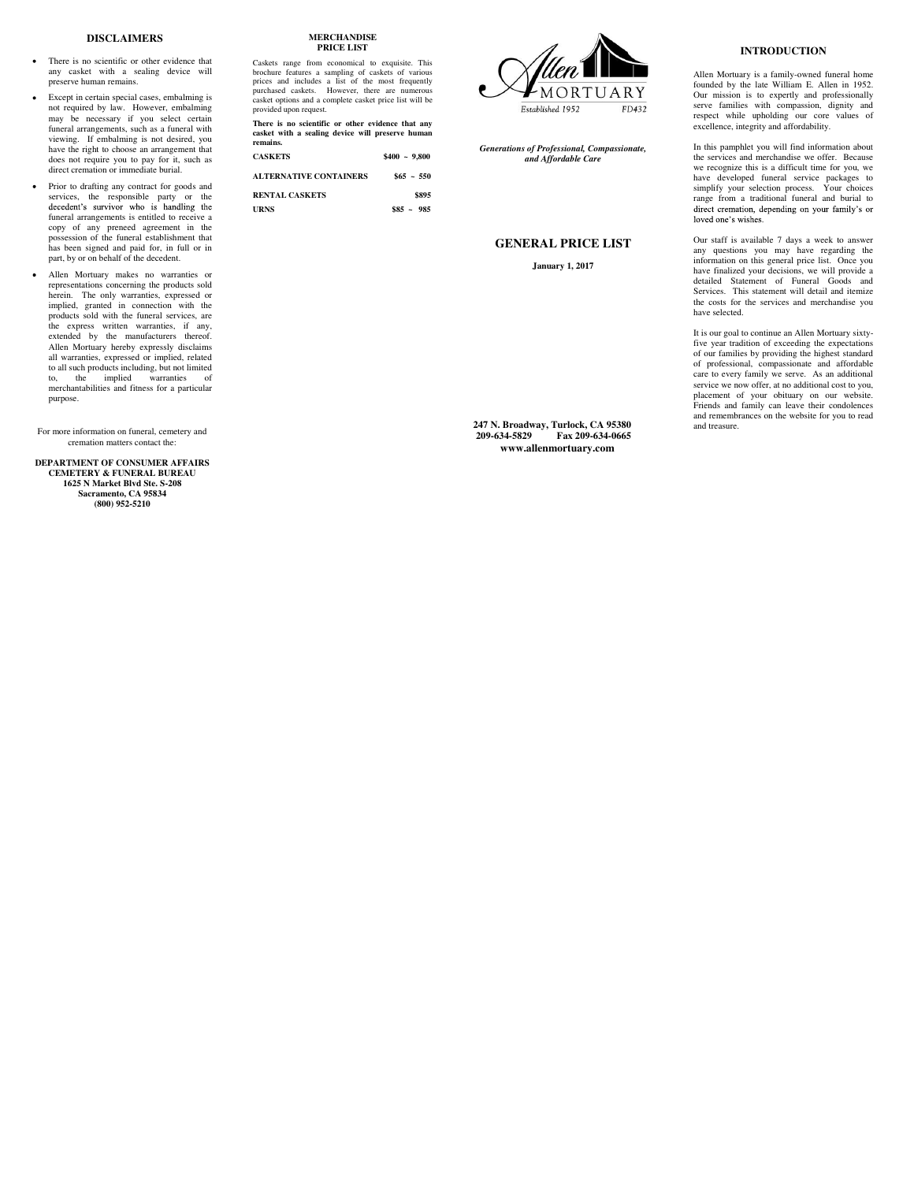## DISCLAIMERS

- There is no scientific or other evidence that any casket with a sealing device will preserve human remains.
- Except in certain special cases, embalming is not required by law. However, embalming may be necessary if you select certain funeral arrangements, such as a funeral with viewing. If embalming is not desired, you have the right to choose an arrangement that does not require you to pay for it, such as direct cremation or immediate burial.
- Prior to drafting any contract for goods and services, the responsible party or the decedent's survivor who is handling the funeral arrangements is entitled to receive a copy of any preneed agreement in the possession of the funeral establishment that has been signed and paid for, in full or in part, by or on behalf of the decedent.
- Allen Mortuary makes no warranties or representations concerning the products sold herein. The only warranties, expressed or implied, granted in connection with the products sold with the funeral services, are the express written warranties, if any, extended by the manufacturers thereof. Allen Mortuary hereby expressly disclaims all warranties, expressed or implied, related to all such products including, but not limited to, the implied warranties of merchantabilities and fitness for a particular purpose.

For more information on funeral, cemetery and cremation matters contact the:

**DEPARTMENT OF CONSUMER AFFAIRS**
**CEMETERY & FUNERAL BUREAU**
**1625 N Market Blvd Ste. S-208**
**Sacramento, CA 95834**
**(800) 952-5210**

## MERCHANDISE PRICE LIST

Caskets range from economical to exquisite. This brochure features a sampling of caskets of various prices and includes a list of the most frequently purchased caskets. However, there are numerous casket options and a complete casket price list will be provided upon request.

**There is no scientific or other evidence that any casket with a sealing device will preserve human remains.**

| | |
|---|---|
| **CASKETS** | **$400 ~ 9,800** |
| **ALTERNATIVE CONTAINERS** | **$65 ~ 550** |
| **RENTAL CASKETS** | **$895** |
| **URNS** | **$85 ~ 985** |

Allen MORTUARY
Established 1952 FD432

***Generations of Professional, Compassionate, and Affordable Care***

## GENERAL PRICE LIST

**January 1, 2017**

**247 N. Broadway, Turlock, CA 95380**
**209-634-5829 Fax 209-634-0665**
**www.allenmortuary.com**

## INTRODUCTION

Allen Mortuary is a family-owned funeral home founded by the late William E. Allen in 1952. Our mission is to expertly and professionally serve families with compassion, dignity and respect while upholding our core values of excellence, integrity and affordability.

In this pamphlet you will find information about the services and merchandise we offer. Because we recognize this is a difficult time for you, we have developed funeral service packages to simplify your selection process. Your choices range from a traditional funeral and burial to direct cremation, depending on your family's or loved one's wishes.

Our staff is available 7 days a week to answer any questions you may have regarding the information on this general price list. Once you have finalized your decisions, we will provide a detailed Statement of Funeral Goods and Services. This statement will detail and itemize the costs for the services and merchandise you have selected.

It is our goal to continue an Allen Mortuary sixty-five year tradition of exceeding the expectations of our families by providing the highest standard of professional, compassionate and affordable care to every family we serve. As an additional service we now offer, at no additional cost to you, placement of your obituary on our website. Friends and family can leave their condolences and remembrances on the website for you to read and treasure.